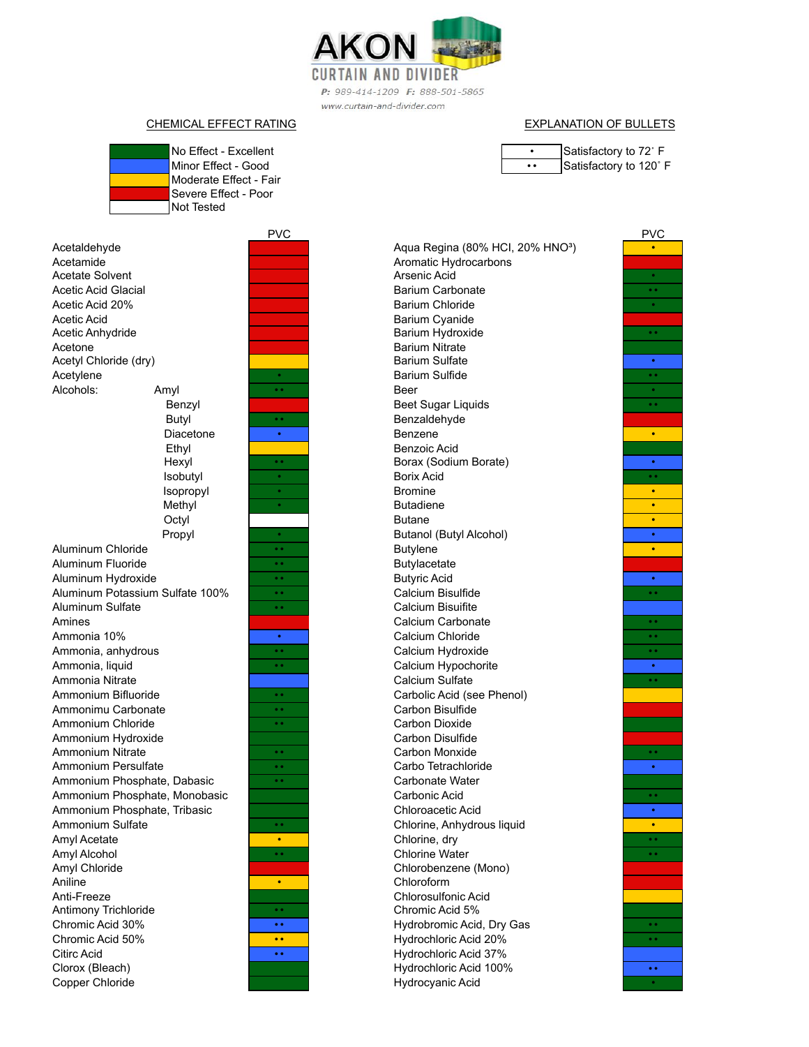# AKON CURTAIN AND DIVIDER

*P: 989-414-1209 F: 888-501-5865*

*www.curtain-and-divider.com*

## CHEMICAL EFFECT RATING

| Color | Rating |
|---|---|
| Green | No Effect - Excellent |
| Blue | Minor Effect - Good |
| Yellow | Moderate Effect - Fair |
| Red | Severe Effect - Poor |
| White | Not Tested |

## EXPLANATION OF BULLETS

| Bullet | Meaning |
|---|---|
| • | Satisfactory to 72˚ F |
| •• | Satisfactory to 120˚ F |

| Chemical | PVC |
|---|---|
| Acetaldehyde | Red |
| Acetamide | Red |
| Acetate Solvent | Red |
| Acetic Acid Glacial | Red |
| Acetic Acid 20% | Red |
| Acetic Acid | Red |
| Acetic Anhydride | Red |
| Acetone | Red |
| Acetyl Chloride (dry) | Yellow |
| Acetylene | Green • |
| Alcohols: Amyl | Green •• |
| Benzyl | Red |
| Butyl | Green •• |
| Diacetone | Blue • |
| Ethyl | Yellow |
| Hexyl | Green •• |
| Isobutyl | Green • |
| Isopropyl | Green • |
| Methyl | Green • |
| Octyl | White |
| Propyl | Green • |
| Aluminum Chloride | Green •• |
| Aluminum Fluoride | Green •• |
| Aluminum Hydroxide | Green •• |
| Aluminum Potassium Sulfate 100% | Green •• |
| Aluminum Sulfate | Green •• |
| Amines | Red |
| Ammonia 10% | Blue • |
| Ammonia, anhydrous | Green •• |
| Ammonia, liquid | Green •• |
| Ammonia Nitrate | Blue |
| Ammonium Bifluoride | Green •• |
| Ammonimu Carbonate | Green •• |
| Ammonium Chloride | Green •• |
| Ammonium Hydroxide | Green |
| Ammonium Nitrate | Green •• |
| Ammonium Persulfate | Green •• |
| Ammonium Phosphate, Dabasic | Green •• |
| Ammonium Phosphate, Monobasic | Green |
| Ammonium Phosphate, Tribasic | Green |
| Ammonium Sulfate | Green •• |
| Amyl Acetate | Yellow • |
| Amyl Alcohol | Green •• |
| Amyl Chloride | Red |
| Aniline | Yellow • |
| Anti-Freeze | Green |
| Antimony Trichloride | Green •• |
| Chromic Acid 30% | Blue •• |
| Chromic Acid 50% | Yellow •• |
| Citric Acid | Blue •• |
| Clorox (Bleach) | Green |
| Copper Chloride | Green |
| Aqua Regina (80% HCl, 20% HNO³) | Yellow • |
| Aromatic Hydrocarbons | Red |
| Arsenic Acid | Green • |
| Barium Carbonate | Green •• |
| Barium Chloride | Green • |
| Barium Cyanide | Red |
| Barium Hydroxide | Green •• |
| Barium Nitrate | Green |
| Barium Sulfate | Blue • |
| Barium Sulfide | Green •• |
| Beer | Green • |
| Beet Sugar Liquids | Green •• |
| Benzaldehyde | Red |
| Benzene | Yellow • |
| Benzoic Acid | Green |
| Borax (Sodium Borate) | Blue • |
| Borix Acid | Green •• |
| Bromine | Yellow • |
| Butadiene | Yellow • |
| Butane | Yellow • |
| Butanol (Butyl Alcohol) | Blue • |
| Butylene | Yellow • |
| Butylacetate | Red |
| Butyric Acid | Blue • |
| Calcium Bisulfide | Green •• |
| Calcium Bisuifite | Blue |
| Calcium Carbonate | Green •• |
| Calcium Chloride | Green •• |
| Calcium Hydroxide | Green •• |
| Calcium Hypochorite | Blue • |
| Calcium Sulfate | Green •• |
| Carbolic Acid (see Phenol) | Yellow |
| Carbon Bisulfide | Red |
| Carbon Dioxide | Green |
| Carbon Disulfide | Red |
| Carbon Monxide | Green •• |
| Carbo Tetrachloride | Blue • |
| Carbonate Water | Green |
| Carbonic Acid | Green •• |
| Chloroacetic Acid | Blue • |
| Chlorine, Anhydrous liquid | Yellow • |
| Chlorine, dry | Green •• |
| Chlorine Water | Green •• |
| Chlorobenzene (Mono) | Red |
| Chloroform | Red |
| Chlorosulfonic Acid | Yellow |
| Chromic Acid 5% | Green |
| Hydrobromic Acid, Dry Gas | Green •• |
| Hydrochloric Acid 20% | Green •• |
| Hydrochloric Acid 37% | Blue |
| Hydrochloric Acid 100% | Blue •• |
| Hydrocyanic Acid | Green • |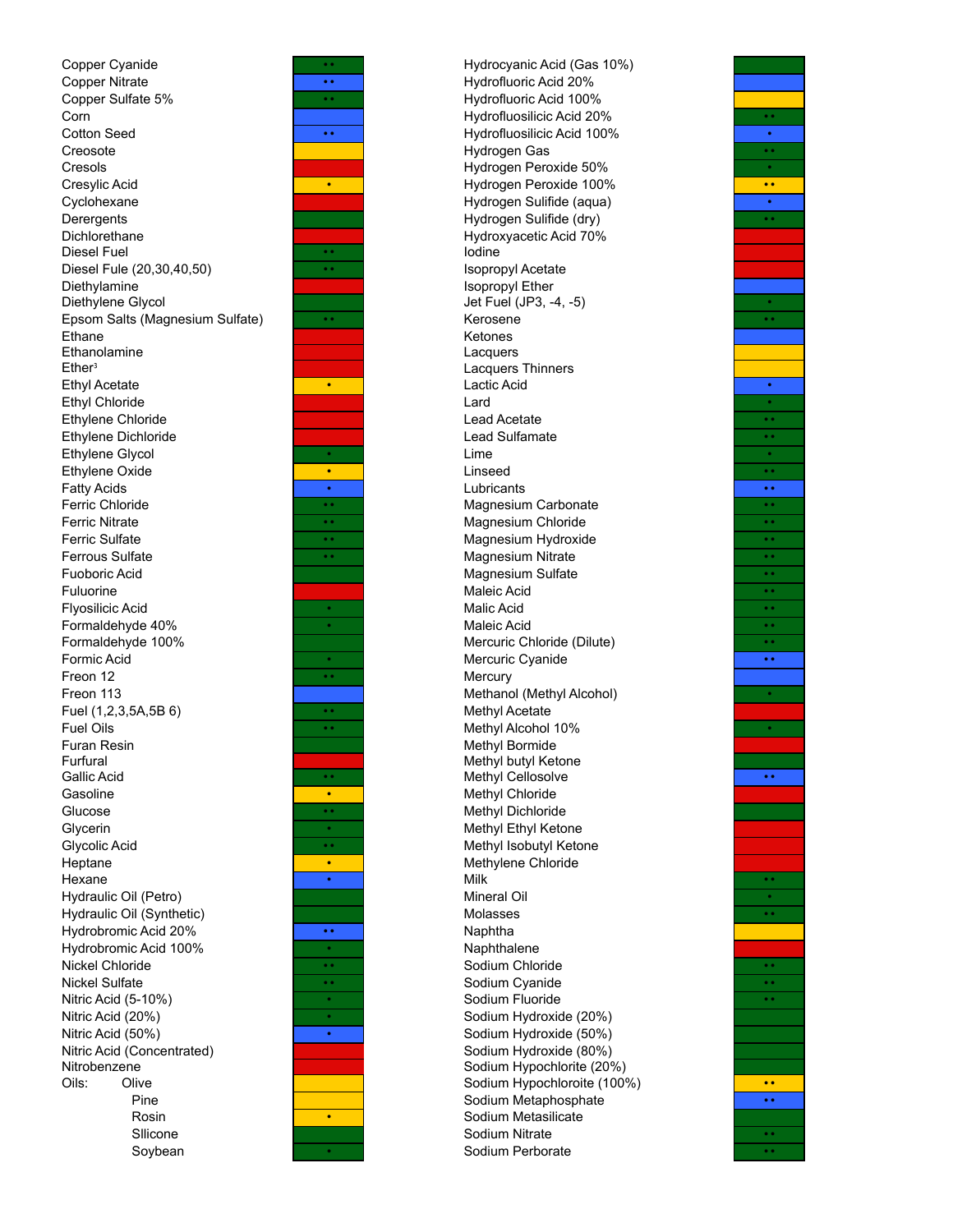| Chemical | Rating |
|---|---|
| Copper Cyanide | Green •• |
| Copper Nitrate | Blue •• |
| Copper Sulfate 5% | Green •• |
| Corn | Blue |
| Cotton Seed | Blue •• |
| Creosote | Yellow |
| Cresols | Red |
| Cresylic Acid | Yellow • |
| Cyclohexane | Red |
| Derergents | Green |
| Dichlorethane | Red |
| Diesel Fuel | Green •• |
| Diesel Fule (20,30,40,50) | Green •• |
| Diethylamine | Red |
| Diethylene Glycol | Green |
| Epsom Salts (Magnesium Sulfate) | Green •• |
| Ethane | Red |
| Ethanolamine | Red |
| Ether[3] | Red |
| Ethyl Acetate | Yellow • |
| Ethyl Chloride | Red |
| Ethylene Chloride | Red |
| Ethylene Dichloride | Red |
| Ethylene Glycol | Green • |
| Ethylene Oxide | Yellow • |
| Fatty Acids | Blue • |
| Ferric Chloride | Green •• |
| Ferric Nitrate | Green •• |
| Ferric Sulfate | Green •• |
| Ferrous Sulfate | Green •• |
| Fuoboric Acid | Green |
| Fuluorine | Red |
| Flyosilicic Acid | Green • |
| Formaldehyde 40% | Green • |
| Formaldehyde 100% | Green |
| Formic Acid | Green • |
| Freon 12 | Green •• |
| Freon 113 | Blue |
| Fuel (1,2,3,5A,5B 6) | Green •• |
| Fuel Oils | Green •• |
| Furan Resin | Green |
| Furfural | Red |
| Gallic Acid | Green •• |
| Gasoline | Yellow • |
| Glucose | Green •• |
| Glycerin | Green • |
| Glycolic Acid | Green •• |
| Heptane | Yellow • |
| Hexane | Blue • |
| Hydraulic Oil (Petro) | Green |
| Hydraulic Oil (Synthetic) | Green |
| Hydrobromic Acid 20% | Blue •• |
| Hydrobromic Acid 100% | Green • |
| Nickel Chloride | Green •• |
| Nickel Sulfate | Green •• |
| Nitric Acid (5-10%) | Green • |
| Nitric Acid (20%) | Green • |
| Nitric Acid (50%) | Blue • |
| Nitric Acid (Concentrated) | Red |
| Nitrobenzene | Red |
| Oils: Olive | Yellow |
| Pine | Yellow |
| Rosin | Yellow • |
| Sllicone | Green |
| Soybean | Green • |
| Hydrocyanic Acid (Gas 10%) | Green |
| Hydrofluoric Acid 20% | Blue |
| Hydrofluoric Acid 100% | Yellow |
| Hydrofluosilicic Acid 20% | Green •• |
| Hydrofluosilicic Acid 100% | Blue • |
| Hydrogen Gas | Green •• |
| Hydrogen Peroxide 50% | Green • |
| Hydrogen Peroxide 100% | Yellow •• |
| Hydrogen Sulifide (aqua) | Blue • |
| Hydrogen Sulifide (dry) | Green •• |
| Hydroxyacetic Acid 70% | Red |
| Iodine | Red |
| Isopropyl Acetate | Red |
| Isopropyl Ether | Blue |
| Jet Fuel (JP3, -4, -5) | Green • |
| Kerosene | Green •• |
| Ketones | Blue |
| Lacquers | Yellow |
| Lacquers Thinners | Yellow |
| Lactic Acid | Blue • |
| Lard | Green • |
| Lead Acetate | Green •• |
| Lead Sulfamate | Green •• |
| Lime | Green • |
| Linseed | Green •• |
| Lubricants | Blue •• |
| Magnesium Carbonate | Green •• |
| Magnesium Chloride | Green •• |
| Magnesium Hydroxide | Green •• |
| Magnesium Nitrate | Green •• |
| Magnesium Sulfate | Green •• |
| Maleic Acid | Green •• |
| Malic Acid | Green •• |
| Maleic Acid | Green •• |
| Mercuric Chloride (Dilute) | Green •• |
| Mercuric Cyanide | Blue •• |
| Mercury | Blue |
| Methanol (Methyl Alcohol) | Green • |
| Methyl Acetate | Red |
| Methyl Alcohol 10% | Green • |
| Methyl Bormide | Red |
| Methyl butyl Ketone | Green |
| Methyl Cellosolve | Blue •• |
| Methyl Chloride | Red |
| Methyl Dichloride | Green |
| Methyl Ethyl Ketone | Red |
| Methyl Isobutyl Ketone | Red |
| Methylene Chloride | Red |
| Milk | Green •• |
| Mineral Oil | Green • |
| Molasses | Green •• |
| Naphtha | Yellow |
| Naphthalene | Red |
| Sodium Chloride | Green •• |
| Sodium Cyanide | Green •• |
| Sodium Fluoride | Green •• |
| Sodium Hydroxide (20%) | Green |
| Sodium Hydroxide (50%) | Green |
| Sodium Hydroxide (80%) | Green |
| Sodium Hypochlorite (20%) | Green |
| Sodium Hypochloroite (100%) | Yellow •• |
| Sodium Metaphosphate | Blue •• |
| Sodium Metasilicate | Green |
| Sodium Nitrate | Green •• |
| Sodium Perborate | Green •• |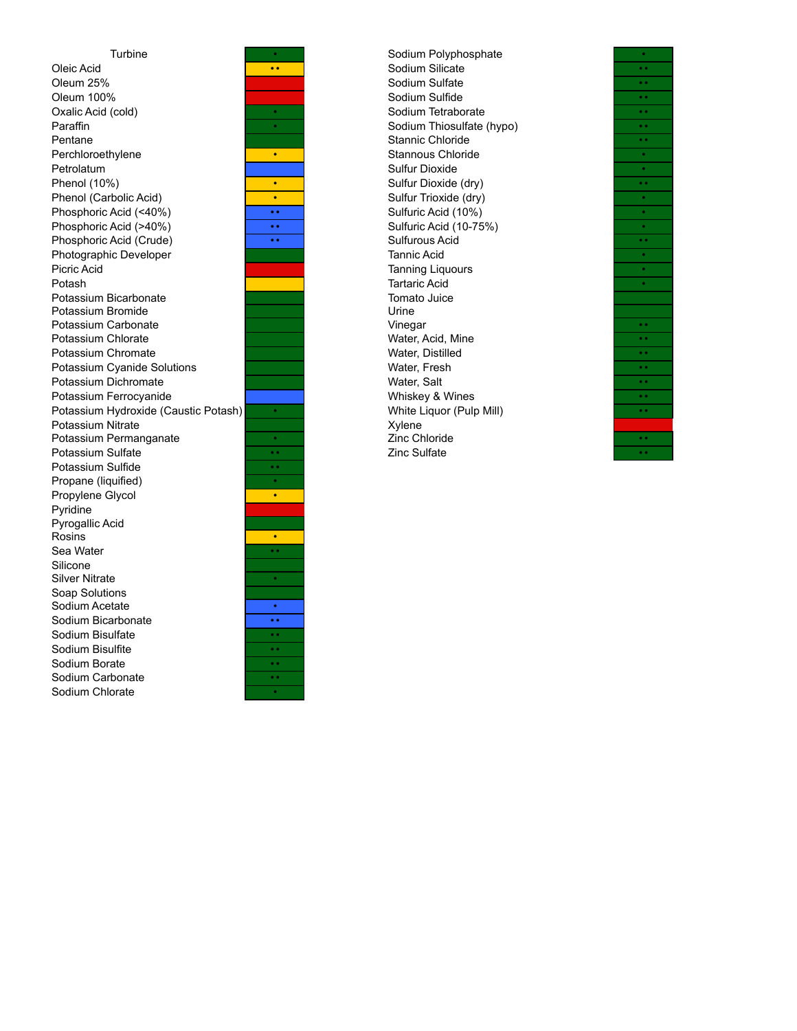| | |
|---|---|
| Turbine | Green • |
| Oleic Acid | Yellow •• |
| Oleum 25% | Red |
| Oleum 100% | Red |
| Oxalic Acid (cold) | Green • |
| Paraffin | Green • |
| Pentane | Green |
| Perchloroethylene | Yellow • |
| Petrolatum | Blue |
| Phenol (10%) | Yellow • |
| Phenol (Carbolic Acid) | Yellow • |
| Phosphoric Acid (<40%) | Blue •• |
| Phosphoric Acid (>40%) | Blue •• |
| Phosphoric Acid (Crude) | Blue •• |
| Photographic Developer | Green |
| Picric Acid | Red |
| Potash | Yellow |
| Potassium Bicarbonate | Green |
| Potassium Bromide | Green |
| Potassium Carbonate | Green |
| Potassium Chlorate | Green |
| Potassium Chromate | Green |
| Potassium Cyanide Solutions | Green |
| Potassium Dichromate | Green |
| Potassium Ferrocyanide | Blue |
| Potassium Hydroxide (Caustic Potash) | Green • |
| Potassium Nitrate | Green |
| Potassium Permanganate | Green • |
| Potassium Sulfate | Green •• |
| Potassium Sulfide | Green •• |
| Propane (liquified) | Green • |
| Propylene Glycol | Yellow • |
| Pyridine | Red |
| Pyrogallic Acid | Green |
| Rosins | Yellow • |
| Sea Water | Green •• |
| Silicone | Green |
| Silver Nitrate | Green • |
| Soap Solutions | Green |
| Sodium Acetate | Blue • |
| Sodium Bicarbonate | Blue •• |
| Sodium Bisulfate | Green •• |
| Sodium Bisulfite | Green •• |
| Sodium Borate | Green •• |
| Sodium Carbonate | Green •• |
| Sodium Chlorate | Green • |
| Sodium Polyphosphate | Green • |
| Sodium Silicate | Green •• |
| Sodium Sulfate | Green •• |
| Sodium Sulfide | Green •• |
| Sodium Tetraborate | Green •• |
| Sodium Thiosulfate (hypo) | Green •• |
| Stannic Chloride | Green •• |
| Stannous Chloride | Green • |
| Sulfur Dioxide | Green • |
| Sulfur Dioxide (dry) | Green •• |
| Sulfur Trioxide (dry) | Green • |
| Sulfuric Acid (10%) | Green • |
| Sulfuric Acid (10-75%) | Green • |
| Sulfurous Acid | Green •• |
| Tannic Acid | Green • |
| Tanning Liquours | Green • |
| Tartaric Acid | Green • |
| Tomato Juice | Green |
| Urine | Green |
| Vinegar | Green •• |
| Water, Acid, Mine | Green •• |
| Water, Distilled | Green •• |
| Water, Fresh | Green •• |
| Water, Salt | Green •• |
| Whiskey & Wines | Green •• |
| White Liquor (Pulp Mill) | Green •• |
| Xylene | Red |
| Zinc Chloride | Green •• |
| Zinc Sulfate | Green •• |